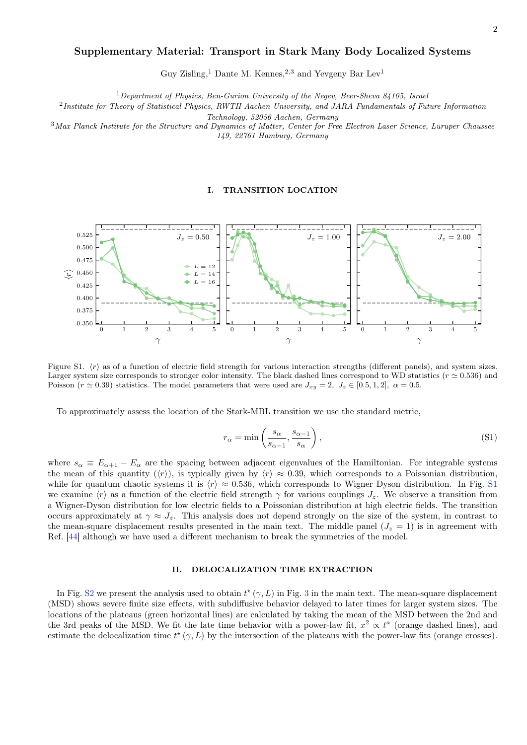# Supplementary Material: Transport in Stark Many Body Localized Systems

Guy Zisling,[1] Dante M. Kennes,[2,3] and Yevgeny Bar Lev[1]

[1] *Department of Physics, Ben-Gurion University of the Negev, Beer-Sheva 84105, Israel*

[2] *Institute for Theory of Statistical Physics, RWTH Aachen University, and JARA Fundamentals of Future Information Technology, 52056 Aachen, Germany*

[3] *Max Planck Institute for the Structure and Dynamics of Matter, Center for Free Electron Laser Science, Luruper Chaussee 149, 22761 Hamburg, Germany*

## I. TRANSITION LOCATION

Figure S1. $\langle r\rangle$ as of a function of electric field strength for various interaction strengths (different panels), and system sizes. Larger system size corresponds to stronger color intensity. The black dashed lines correspond to WD statistics ($r \simeq 0.536$) and Poisson ($r \simeq 0.39$) statistics. The model parameters that were used are $J_{xy} = 2,\ J_z \in [0.5, 1, 2],\ \alpha = 0.5$.

To approximately assess the location of the Stark-MBL transition we use the standard metric,

$$r_\alpha = \min\left(\frac{s_\alpha}{s_{\alpha-1}}, \frac{s_{\alpha-1}}{s_\alpha}\right), \tag{S1}$$

where $s_\alpha \equiv E_{\alpha+1} - E_\alpha$ are the spacing between adjacent eigenvalues of the Hamiltonian. For integrable systems the mean of this quantity ($\langle r\rangle$), is typically given by $\langle r\rangle \approx 0.39$, which corresponds to a Poissonian distribution, while for quantum chaotic systems it is $\langle r\rangle \approx 0.536$, which corresponds to Wigner Dyson distribution. In Fig. S1 we examine $\langle r\rangle$ as a function of the electric field strength $\gamma$ for various couplings $J_z$. We observe a transition from a Wigner-Dyson distribution for low electric fields to a Poissonian distribution at high electric fields. The transition occurs approximately at $\gamma \approx J_z$. This analysis does not depend strongly on the size of the system, in contrast to the mean-square displacement results presented in the main text. The middle panel ($J_z = 1$) is in agreement with Ref. [44] although we have used a different mechanism to break the symmetries of the model.

## II. DELOCALIZATION TIME EXTRACTION

In Fig. S2 we present the analysis used to obtain $t^\star(\gamma, L)$ in Fig. 3 in the main text. The mean-square displacement (MSD) shows severe finite size effects, with subdiffusive behavior delayed to later times for larger system sizes. The locations of the plateaus (green horizontal lines) are calculated by taking the mean of the MSD between the 2nd and the 3rd peaks of the MSD. We fit the late time behavior with a power-law fit, $x^2 \propto t^a$ (orange dashed lines), and estimate the delocalization time $t^\star(\gamma, L)$ by the intersection of the plateaus with the power-law fits (orange crosses).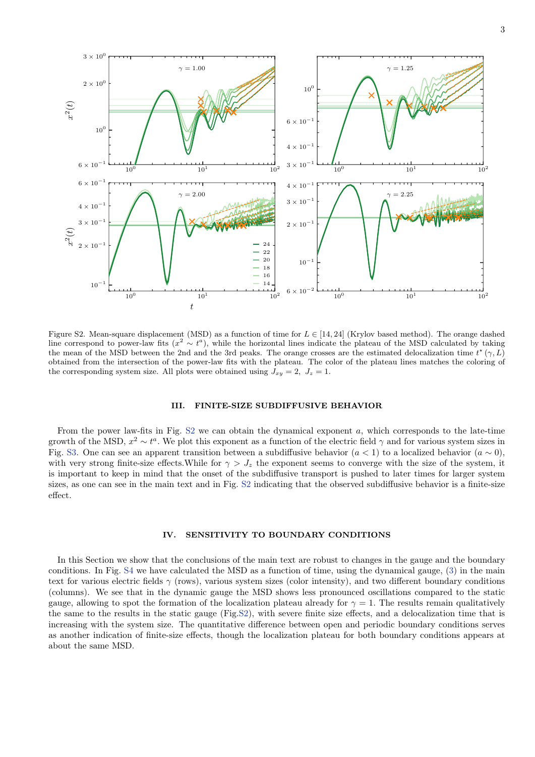Figure S2. Mean-square displacement (MSD) as a function of time for $L \in [14, 24]$ (Krylov based method). The orange dashed line correspond to power-law fits ($x^2 \sim t^a$), while the horizontal lines indicate the plateau of the MSD calculated by taking the mean of the MSD between the 2nd and the 3rd peaks. The orange crosses are the estimated delocalization time $t^\star(\gamma, L)$ obtained from the intersection of the power-law fits with the plateau. The color of the plateau lines matches the coloring of the corresponding system size. All plots were obtained using $J_{xy} = 2,\ J_z = 1$.

## III. FINITE-SIZE SUBDIFFUSIVE BEHAVIOR

From the power law-fits in Fig. S2 we can obtain the dynamical exponent $a$, which corresponds to the late-time growth of the MSD, $x^2 \sim t^a$. We plot this exponent as a function of the electric field $\gamma$ and for various system sizes in Fig. S3. One can see an apparent transition between a subdiffusive behavior ($a < 1$) to a localized behavior ($a \sim 0$), with very strong finite-size effects.While for $\gamma > J_z$ the exponent seems to converge with the size of the system, it is important to keep in mind that the onset of the subdiffusive transport is pushed to later times for larger system sizes, as one can see in the main text and in Fig. S2 indicating that the observed subdiffusive behavior is a finite-size effect.

## IV. SENSITIVITY TO BOUNDARY CONDITIONS

In this Section we show that the conclusions of the main text are robust to changes in the gauge and the boundary conditions. In Fig. S4 we have calculated the MSD as a function of time, using the dynamical gauge, (3) in the main text for various electric fields $\gamma$ (rows), various system sizes (color intensity), and two different boundary conditions (columns). We see that in the dynamic gauge the MSD shows less pronounced oscillations compared to the static gauge, allowing to spot the formation of the localization plateau already for $\gamma = 1$. The results remain qualitatively the same to the results in the static gauge (Fig.S2), with severe finite size effects, and a delocalization time that is increasing with the system size. The quantitative difference between open and periodic boundary conditions serves as another indication of finite-size effects, though the localization plateau for both boundary conditions appears at about the same MSD.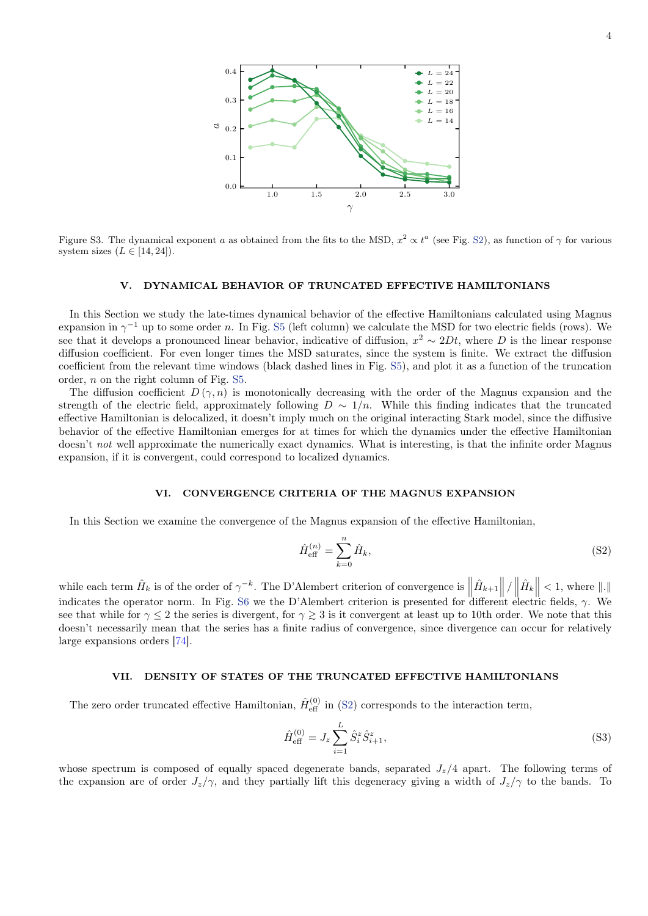Figure S3. The dynamical exponent $a$ as obtained from the fits to the MSD, $x^2 \propto t^a$ (see Fig. S2), as function of $\gamma$ for various system sizes ($L \in [14, 24]$).

## V. DYNAMICAL BEHAVIOR OF TRUNCATED EFFECTIVE HAMILTONIANS

In this Section we study the late-times dynamical behavior of the effective Hamiltonians calculated using Magnus expansion in $\gamma^{-1}$ up to some order $n$. In Fig. S5 (left column) we calculate the MSD for two electric fields (rows). We see that it develops a pronounced linear behavior, indicative of diffusion, $x^2 \sim 2Dt$, where $D$ is the linear response diffusion coefficient. For even longer times the MSD saturates, since the system is finite. We extract the diffusion coefficient from the relevant time windows (black dashed lines in Fig. S5), and plot it as a function of the truncation order, $n$ on the right column of Fig. S5.

The diffusion coefficient $D(\gamma, n)$ is monotonically decreasing with the order of the Magnus expansion and the strength of the electric field, approximately following $D \sim 1/n$. While this finding indicates that the truncated effective Hamiltonian is delocalized, it doesn't imply much on the original interacting Stark model, since the diffusive behavior of the effective Hamiltonian emerges for at times for which the dynamics under the effective Hamiltonian doesn't *not* well approximate the numerically exact dynamics. What is interesting, is that the infinite order Magnus expansion, if it is convergent, could correspond to localized dynamics.

## VI. CONVERGENCE CRITERIA OF THE MAGNUS EXPANSION

In this Section we examine the convergence of the Magnus expansion of the effective Hamiltonian,

$$\hat{H}_{\text{eff}}^{(n)} = \sum_{k=0}^{n} \hat{H}_k, \tag{S2}$$

while each term $\hat{H}_k$ is of the order of $\gamma^{-k}$. The D'Alembert criterion of convergence is $\left\|\hat{H}_{k+1}\right\| / \left\|\hat{H}_k\right\| < 1$, where $\|.\|$ indicates the operator norm. In Fig. S6 we the D'Alembert criterion is presented for different electric fields, $\gamma$. We see that while for $\gamma \leq 2$ the series is divergent, for $\gamma \gtrsim 3$ is it convergent at least up to 10th order. We note that this doesn't necessarily mean that the series has a finite radius of convergence, since divergence can occur for relatively large expansions orders [74].

## VII. DENSITY OF STATES OF THE TRUNCATED EFFECTIVE HAMILTONIANS

The zero order truncated effective Hamiltonian, $\hat{H}_{\text{eff}}^{(0)}$ in (S2) corresponds to the interaction term,

$$\hat{H}_{\text{eff}}^{(0)} = J_z \sum_{i=1}^{L} \hat{S}_i^z \hat{S}_{i+1}^z, \tag{S3}$$

whose spectrum is composed of equally spaced degenerate bands, separated $J_z/4$ apart. The following terms of the expansion are of order $J_z/\gamma$, and they partially lift this degeneracy giving a width of $J_z/\gamma$ to the bands. To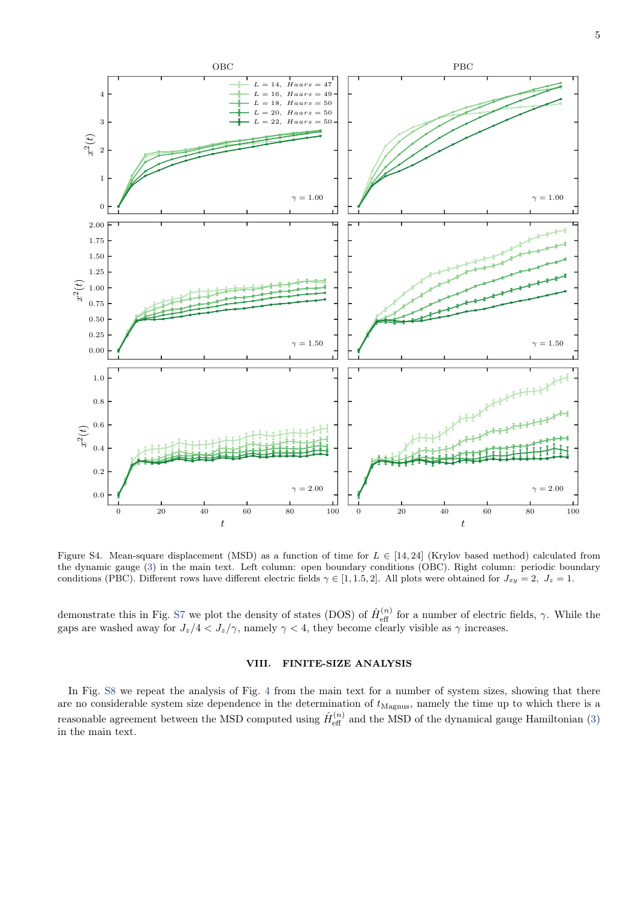Figure S4. Mean-square displacement (MSD) as a function of time for $L \in [14, 24]$ (Krylov based method) calculated from the dynamic gauge (3) in the main text. Left column: open boundary conditions (OBC). Right column: periodic boundary conditions (PBC). Different rows have different electric fields $\gamma \in [1, 1.5, 2]$. All plots were obtained for $J_{xy} = 2,\ J_z = 1$.

demonstrate this in Fig. S7 we plot the density of states (DOS) of $\hat{H}_{\text{eff}}^{(n)}$ for a number of electric fields, $\gamma$. While the gaps are washed away for $J_z/4 < J_z/\gamma$, namely $\gamma < 4$, they become clearly visible as $\gamma$ increases.

## VIII. FINITE-SIZE ANALYSIS

In Fig. S8 we repeat the analysis of Fig. 4 from the main text for a number of system sizes, showing that there are no considerable system size dependence in the determination of $t_{\text{Magnus}}$, namely the time up to which there is a reasonable agreement between the MSD computed using $\hat{H}_{\text{eff}}^{(n)}$ and the MSD of the dynamical gauge Hamiltonian (3) in the main text.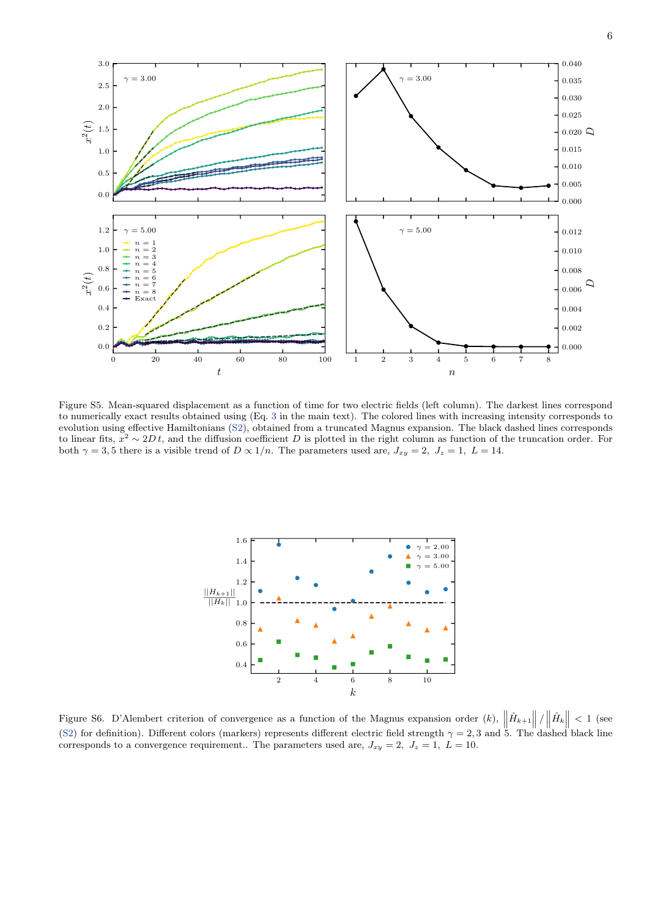Figure S5. Mean-squared displacement as a function of time for two electric fields (left column). The darkest lines correspond to numerically exact results obtained using (Eq. 3 in the main text). The colored lines with increasing intensity corresponds to evolution using effective Hamiltonians (S2), obtained from a truncated Magnus expansion. The black dashed lines corresponds to linear fits, $x^2 \sim 2D\,t$, and the diffusion coefficient $D$ is plotted in the right column as function of the truncation order. For both $\gamma = 3, 5$ there is a visible trend of $D \propto 1/n$. The parameters used are, $J_{xy} = 2,\; J_z = 1,\; L = 14$.

Figure S6. D'Alembert criterion of convergence as a function of the Magnus expansion order $(k)$, $\left\|\hat{H}_{k+1}\right\| / \left\|\hat{H}_k\right\| < 1$ (see (S2) for definition). Different colors (markers) represents different electric field strength $\gamma = 2, 3$ and $5$. The dashed black line corresponds to a convergence requirement.. The parameters used are, $J_{xy} = 2,\; J_z = 1,\; L = 10$.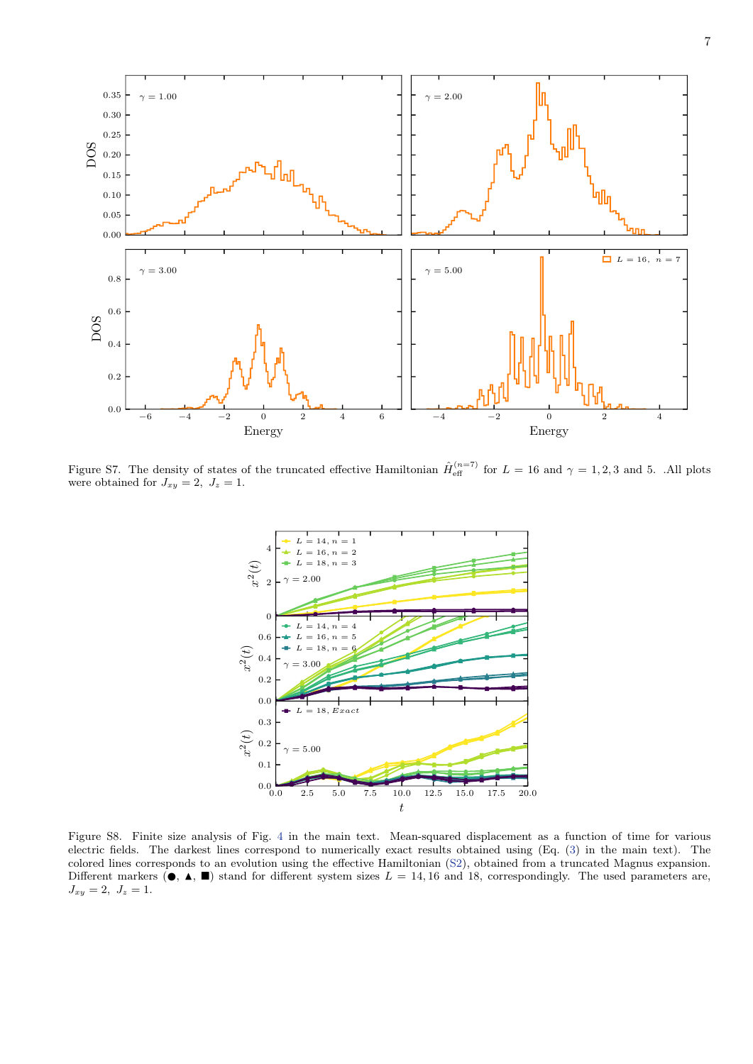Figure S7. The density of states of the truncated effective Hamiltonian $\hat{H}_{\text{eff}}^{(n=7)}$ for $L = 16$ and $\gamma = 1, 2, 3$ and 5. .All plots were obtained for $J_{xy} = 2,\ J_z = 1$.

Figure S8. Finite size analysis of Fig. 4 in the main text. Mean-squared displacement as a function of time for various electric fields. The darkest lines correspond to numerically exact results obtained using (Eq. (3) in the main text). The colored lines corresponds to an evolution using the effective Hamiltonian (S2), obtained from a truncated Magnus expansion. Different markers (●, ▲, ■) stand for different system sizes $L = 14, 16$ and 18, correspondingly. The used parameters are, $J_{xy} = 2,\ J_z = 1$.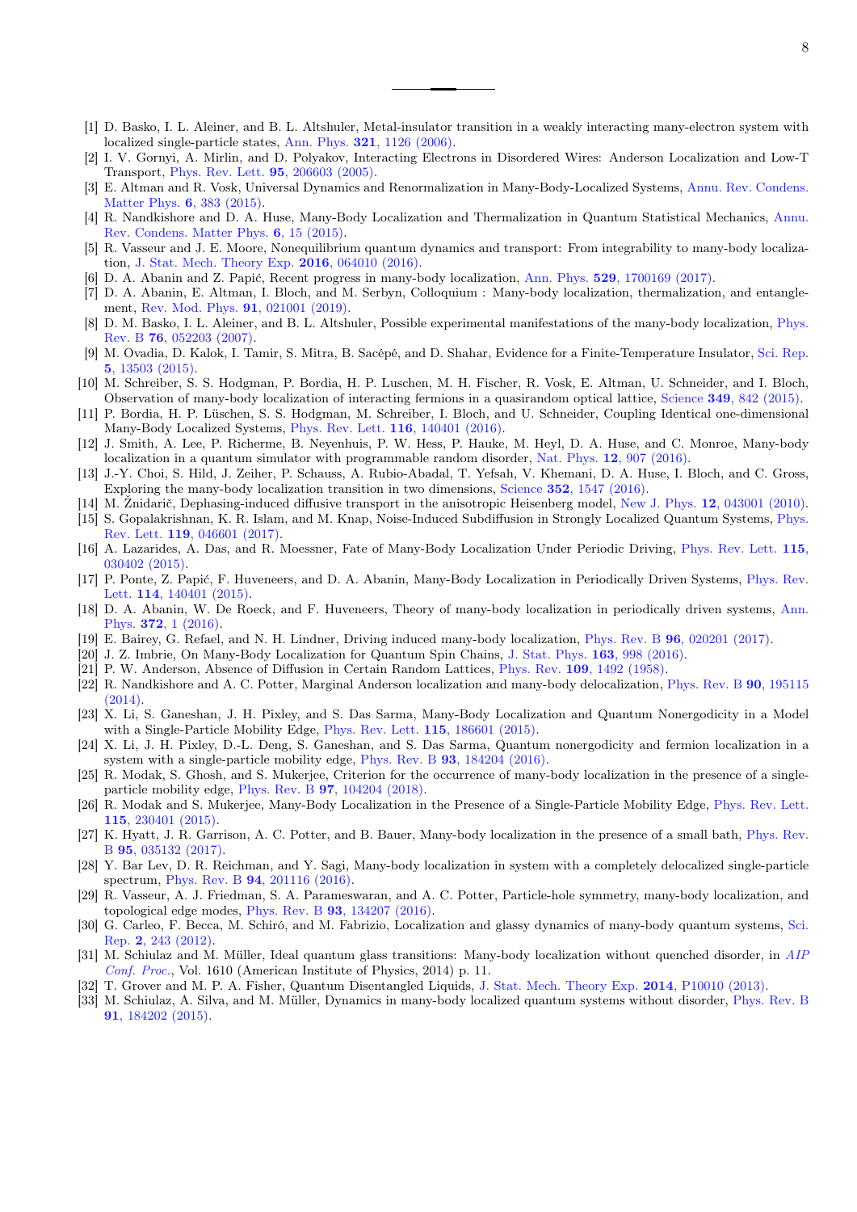- [1] D. Basko, I. L. Aleiner, and B. L. Altshuler, Metal-insulator transition in a weakly interacting many-electron system with localized single-particle states, Ann. Phys. **321**, 1126 (2006).
- [2] I. V. Gornyi, A. Mirlin, and D. Polyakov, Interacting Electrons in Disordered Wires: Anderson Localization and Low-T Transport, Phys. Rev. Lett. **95**, 206603 (2005).
- [3] E. Altman and R. Vosk, Universal Dynamics and Renormalization in Many-Body-Localized Systems, Annu. Rev. Condens. Matter Phys. **6**, 383 (2015).
- [4] R. Nandkishore and D. A. Huse, Many-Body Localization and Thermalization in Quantum Statistical Mechanics, Annu. Rev. Condens. Matter Phys. **6**, 15 (2015).
- [5] R. Vasseur and J. E. Moore, Nonequilibrium quantum dynamics and transport: From integrability to many-body localization, J. Stat. Mech. Theory Exp. **2016**, 064010 (2016).
- [6] D. A. Abanin and Z. Papić, Recent progress in many-body localization, Ann. Phys. **529**, 1700169 (2017).
- [7] D. A. Abanin, E. Altman, I. Bloch, and M. Serbyn, Colloquium : Many-body localization, thermalization, and entanglement, Rev. Mod. Phys. **91**, 021001 (2019).
- [8] D. M. Basko, I. L. Aleiner, and B. L. Altshuler, Possible experimental manifestations of the many-body localization, Phys. Rev. B **76**, 052203 (2007).
- [9] M. Ovadia, D. Kalok, I. Tamir, S. Mitra, B. Sacépé, and D. Shahar, Evidence for a Finite-Temperature Insulator, Sci. Rep. **5**, 13503 (2015).
- [10] M. Schreiber, S. S. Hodgman, P. Bordia, H. P. Luschen, M. H. Fischer, R. Vosk, E. Altman, U. Schneider, and I. Bloch, Observation of many-body localization of interacting fermions in a quasirandom optical lattice, Science **349**, 842 (2015).
- [11] P. Bordia, H. P. Lüschen, S. S. Hodgman, M. Schreiber, I. Bloch, and U. Schneider, Coupling Identical one-dimensional Many-Body Localized Systems, Phys. Rev. Lett. **116**, 140401 (2016).
- [12] J. Smith, A. Lee, P. Richerme, B. Neyenhuis, P. W. Hess, P. Hauke, M. Heyl, D. A. Huse, and C. Monroe, Many-body localization in a quantum simulator with programmable random disorder, Nat. Phys. **12**, 907 (2016).
- [13] J.-Y. Choi, S. Hild, J. Zeiher, P. Schauss, A. Rubio-Abadal, T. Yefsah, V. Khemani, D. A. Huse, I. Bloch, and C. Gross, Exploring the many-body localization transition in two dimensions, Science **352**, 1547 (2016).
- [14] M. Žnidarič, Dephasing-induced diffusive transport in the anisotropic Heisenberg model, New J. Phys. **12**, 043001 (2010).
- [15] S. Gopalakrishnan, K. R. Islam, and M. Knap, Noise-Induced Subdiffusion in Strongly Localized Quantum Systems, Phys. Rev. Lett. **119**, 046601 (2017).
- [16] A. Lazarides, A. Das, and R. Moessner, Fate of Many-Body Localization Under Periodic Driving, Phys. Rev. Lett. **115**, 030402 (2015).
- [17] P. Ponte, Z. Papić, F. Huveneers, and D. A. Abanin, Many-Body Localization in Periodically Driven Systems, Phys. Rev. Lett. **114**, 140401 (2015).
- [18] D. A. Abanin, W. De Roeck, and F. Huveneers, Theory of many-body localization in periodically driven systems, Ann. Phys. **372**, 1 (2016).
- [19] E. Bairey, G. Refael, and N. H. Lindner, Driving induced many-body localization, Phys. Rev. B **96**, 020201 (2017).
- [20] J. Z. Imbrie, On Many-Body Localization for Quantum Spin Chains, J. Stat. Phys. **163**, 998 (2016).
- [21] P. W. Anderson, Absence of Diffusion in Certain Random Lattices, Phys. Rev. **109**, 1492 (1958).
- [22] R. Nandkishore and A. C. Potter, Marginal Anderson localization and many-body delocalization, Phys. Rev. B **90**, 195115 (2014).
- [23] X. Li, S. Ganeshan, J. H. Pixley, and S. Das Sarma, Many-Body Localization and Quantum Nonergodicity in a Model with a Single-Particle Mobility Edge, Phys. Rev. Lett. **115**, 186601 (2015).
- [24] X. Li, J. H. Pixley, D.-L. Deng, S. Ganeshan, and S. Das Sarma, Quantum nonergodicity and fermion localization in a system with a single-particle mobility edge, Phys. Rev. B **93**, 184204 (2016).
- [25] R. Modak, S. Ghosh, and S. Mukerjee, Criterion for the occurrence of many-body localization in the presence of a single-particle mobility edge, Phys. Rev. B **97**, 104204 (2018).
- [26] R. Modak and S. Mukerjee, Many-Body Localization in the Presence of a Single-Particle Mobility Edge, Phys. Rev. Lett. **115**, 230401 (2015).
- [27] K. Hyatt, J. R. Garrison, A. C. Potter, and B. Bauer, Many-body localization in the presence of a small bath, Phys. Rev. B **95**, 035132 (2017).
- [28] Y. Bar Lev, D. R. Reichman, and Y. Sagi, Many-body localization in system with a completely delocalized single-particle spectrum, Phys. Rev. B **94**, 201116 (2016).
- [29] R. Vasseur, A. J. Friedman, S. A. Parameswaran, and A. C. Potter, Particle-hole symmetry, many-body localization, and topological edge modes, Phys. Rev. B **93**, 134207 (2016).
- [30] G. Carleo, F. Becca, M. Schiró, and M. Fabrizio, Localization and glassy dynamics of many-body quantum systems, Sci. Rep. **2**, 243 (2012).
- [31] M. Schiulaz and M. Müller, Ideal quantum glass transitions: Many-body localization without quenched disorder, in *AIP Conf. Proc.*, Vol. 1610 (American Institute of Physics, 2014) p. 11.
- [32] T. Grover and M. P. A. Fisher, Quantum Disentangled Liquids, J. Stat. Mech. Theory Exp. **2014**, P10010 (2013).
- [33] M. Schiulaz, A. Silva, and M. Müller, Dynamics in many-body localized quantum systems without disorder, Phys. Rev. B **91**, 184202 (2015).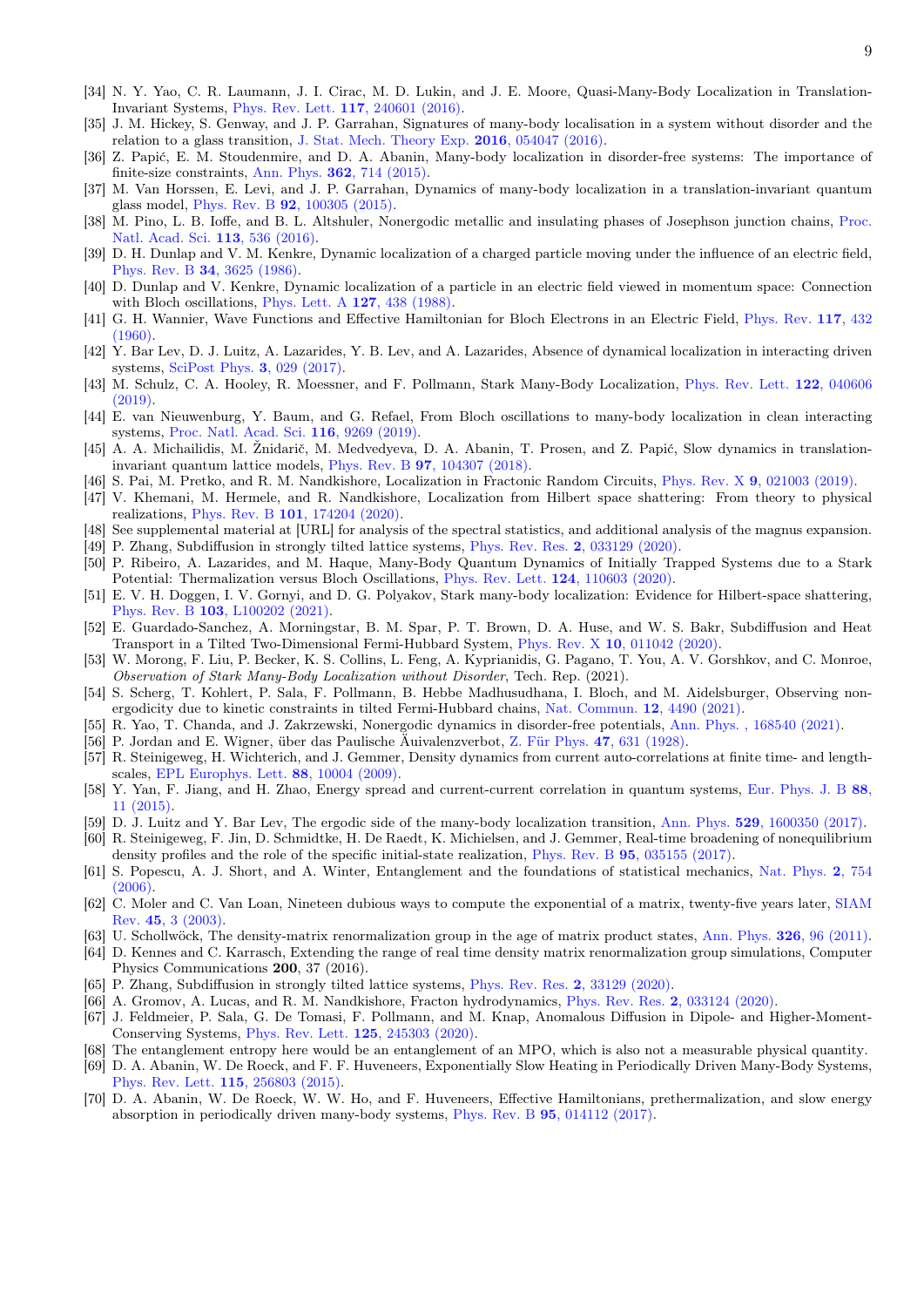[34] N. Y. Yao, C. R. Laumann, J. I. Cirac, M. D. Lukin, and J. E. Moore, Quasi-Many-Body Localization in Translation-Invariant Systems, Phys. Rev. Lett. **117**, 240601 (2016).

[35] J. M. Hickey, S. Genway, and J. P. Garrahan, Signatures of many-body localisation in a system without disorder and the relation to a glass transition, J. Stat. Mech. Theory Exp. **2016**, 054047 (2016).

[36] Z. Papić, E. M. Stoudenmire, and D. A. Abanin, Many-body localization in disorder-free systems: The importance of finite-size constraints, Ann. Phys. **362**, 714 (2015).

[37] M. Van Horssen, E. Levi, and J. P. Garrahan, Dynamics of many-body localization in a translation-invariant quantum glass model, Phys. Rev. B **92**, 100305 (2015).

[38] M. Pino, L. B. Ioffe, and B. L. Altshuler, Nonergodic metallic and insulating phases of Josephson junction chains, Proc. Natl. Acad. Sci. **113**, 536 (2016).

[39] D. H. Dunlap and V. M. Kenkre, Dynamic localization of a charged particle moving under the influence of an electric field, Phys. Rev. B **34**, 3625 (1986).

[40] D. Dunlap and V. Kenkre, Dynamic localization of a particle in an electric field viewed in momentum space: Connection with Bloch oscillations, Phys. Lett. A **127**, 438 (1988).

[41] G. H. Wannier, Wave Functions and Effective Hamiltonian for Bloch Electrons in an Electric Field, Phys. Rev. **117**, 432 (1960).

[42] Y. Bar Lev, D. J. Luitz, A. Lazarides, Y. B. Lev, and A. Lazarides, Absence of dynamical localization in interacting driven systems, SciPost Phys. **3**, 029 (2017).

[43] M. Schulz, C. A. Hooley, R. Moessner, and F. Pollmann, Stark Many-Body Localization, Phys. Rev. Lett. **122**, 040606 (2019).

[44] E. van Nieuwenburg, Y. Baum, and G. Refael, From Bloch oscillations to many-body localization in clean interacting systems, Proc. Natl. Acad. Sci. **116**, 9269 (2019).

[45] A. A. Michailidis, M. Žnidarič, M. Medvedyeva, D. A. Abanin, T. Prosen, and Z. Papić, Slow dynamics in translation-invariant quantum lattice models, Phys. Rev. B **97**, 104307 (2018).

[46] S. Pai, M. Pretko, and R. M. Nandkishore, Localization in Fractonic Random Circuits, Phys. Rev. X **9**, 021003 (2019).

[47] V. Khemani, M. Hermele, and R. Nandkishore, Localization from Hilbert space shattering: From theory to physical realizations, Phys. Rev. B **101**, 174204 (2020).

[48] See supplemental material at [URL] for analysis of the spectral statistics, and additional analysis of the magnus expansion.

[49] P. Zhang, Subdiffusion in strongly tilted lattice systems, Phys. Rev. Res. **2**, 033129 (2020).

[50] P. Ribeiro, A. Lazarides, and M. Haque, Many-Body Quantum Dynamics of Initially Trapped Systems due to a Stark Potential: Thermalization versus Bloch Oscillations, Phys. Rev. Lett. **124**, 110603 (2020).

[51] E. V. H. Doggen, I. V. Gornyi, and D. G. Polyakov, Stark many-body localization: Evidence for Hilbert-space shattering, Phys. Rev. B **103**, L100202 (2021).

[52] E. Guardado-Sanchez, A. Morningstar, B. M. Spar, P. T. Brown, D. A. Huse, and W. S. Bakr, Subdiffusion and Heat Transport in a Tilted Two-Dimensional Fermi-Hubbard System, Phys. Rev. X **10**, 011042 (2020).

[53] W. Morong, F. Liu, P. Becker, K. S. Collins, L. Feng, A. Kyprianidis, G. Pagano, T. You, A. V. Gorshkov, and C. Monroe, *Observation of Stark Many-Body Localization without Disorder*, Tech. Rep. (2021).

[54] S. Scherg, T. Kohlert, P. Sala, F. Pollmann, B. Hebbe Madhusudhana, I. Bloch, and M. Aidelsburger, Observing non-ergodicity due to kinetic constraints in tilted Fermi-Hubbard chains, Nat. Commun. **12**, 4490 (2021).

[55] R. Yao, T. Chanda, and J. Zakrzewski, Nonergodic dynamics in disorder-free potentials, Ann. Phys. , 168540 (2021).

[56] P. Jordan and E. Wigner, über das Paulische Äuivalenzverbot, Z. Für Phys. **47**, 631 (1928).

[57] R. Steinigeweg, H. Wichterich, and J. Gemmer, Density dynamics from current auto-correlations at finite time- and length-scales, EPL Europhys. Lett. **88**, 10004 (2009).

[58] Y. Yan, F. Jiang, and H. Zhao, Energy spread and current-current correlation in quantum systems, Eur. Phys. J. B **88**, 11 (2015).

[59] D. J. Luitz and Y. Bar Lev, The ergodic side of the many-body localization transition, Ann. Phys. **529**, 1600350 (2017).

[60] R. Steinigeweg, F. Jin, D. Schmidtke, H. De Raedt, K. Michielsen, and J. Gemmer, Real-time broadening of nonequilibrium density profiles and the role of the specific initial-state realization, Phys. Rev. B **95**, 035155 (2017).

[61] S. Popescu, A. J. Short, and A. Winter, Entanglement and the foundations of statistical mechanics, Nat. Phys. **2**, 754 (2006).

[62] C. Moler and C. Van Loan, Nineteen dubious ways to compute the exponential of a matrix, twenty-five years later, SIAM Rev. **45**, 3 (2003).

[63] U. Schollwöck, The density-matrix renormalization group in the age of matrix product states, Ann. Phys. **326**, 96 (2011).

[64] D. Kennes and C. Karrasch, Extending the range of real time density matrix renormalization group simulations, Computer Physics Communications **200**, 37 (2016).

[65] P. Zhang, Subdiffusion in strongly tilted lattice systems, Phys. Rev. Res. **2**, 33129 (2020).

[66] A. Gromov, A. Lucas, and R. M. Nandkishore, Fracton hydrodynamics, Phys. Rev. Res. **2**, 033124 (2020).

[67] J. Feldmeier, P. Sala, G. De Tomasi, F. Pollmann, and M. Knap, Anomalous Diffusion in Dipole- and Higher-Moment-Conserving Systems, Phys. Rev. Lett. **125**, 245303 (2020).

[68] The entanglement entropy here would be an entanglement of an MPO, which is also not a measurable physical quantity.

[69] D. A. Abanin, W. De Roeck, and F. F. Huveneers, Exponentially Slow Heating in Periodically Driven Many-Body Systems, Phys. Rev. Lett. **115**, 256803 (2015).

[70] D. A. Abanin, W. De Roeck, W. W. Ho, and F. Huveneers, Effective Hamiltonians, prethermalization, and slow energy absorption in periodically driven many-body systems, Phys. Rev. B **95**, 014112 (2017).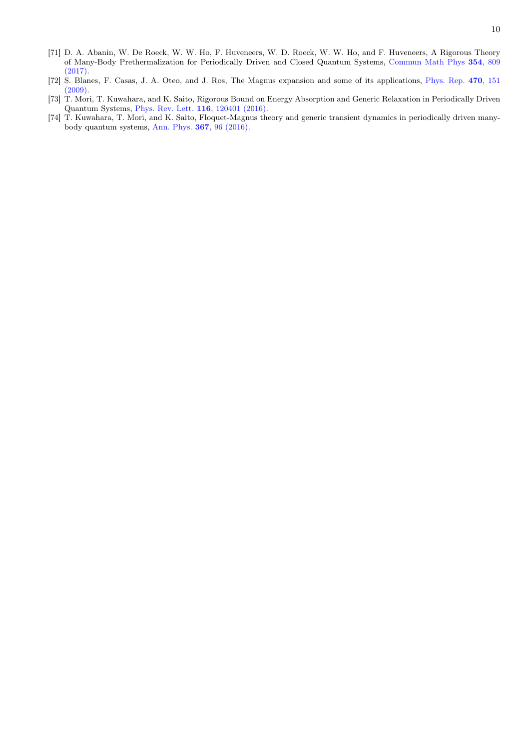[71] D. A. Abanin, W. De Roeck, W. W. Ho, F. Huveneers, W. D. Roeck, W. W. Ho, and F. Huveneers, A Rigorous Theory of Many-Body Prethermalization for Periodically Driven and Closed Quantum Systems, Commun Math Phys **354**, 809 (2017).

[72] S. Blanes, F. Casas, J. A. Oteo, and J. Ros, The Magnus expansion and some of its applications, Phys. Rep. **470**, 151 (2009).

[73] T. Mori, T. Kuwahara, and K. Saito, Rigorous Bound on Energy Absorption and Generic Relaxation in Periodically Driven Quantum Systems, Phys. Rev. Lett. **116**, 120401 (2016).

[74] T. Kuwahara, T. Mori, and K. Saito, Floquet-Magnus theory and generic transient dynamics in periodically driven many-body quantum systems, Ann. Phys. **367**, 96 (2016).